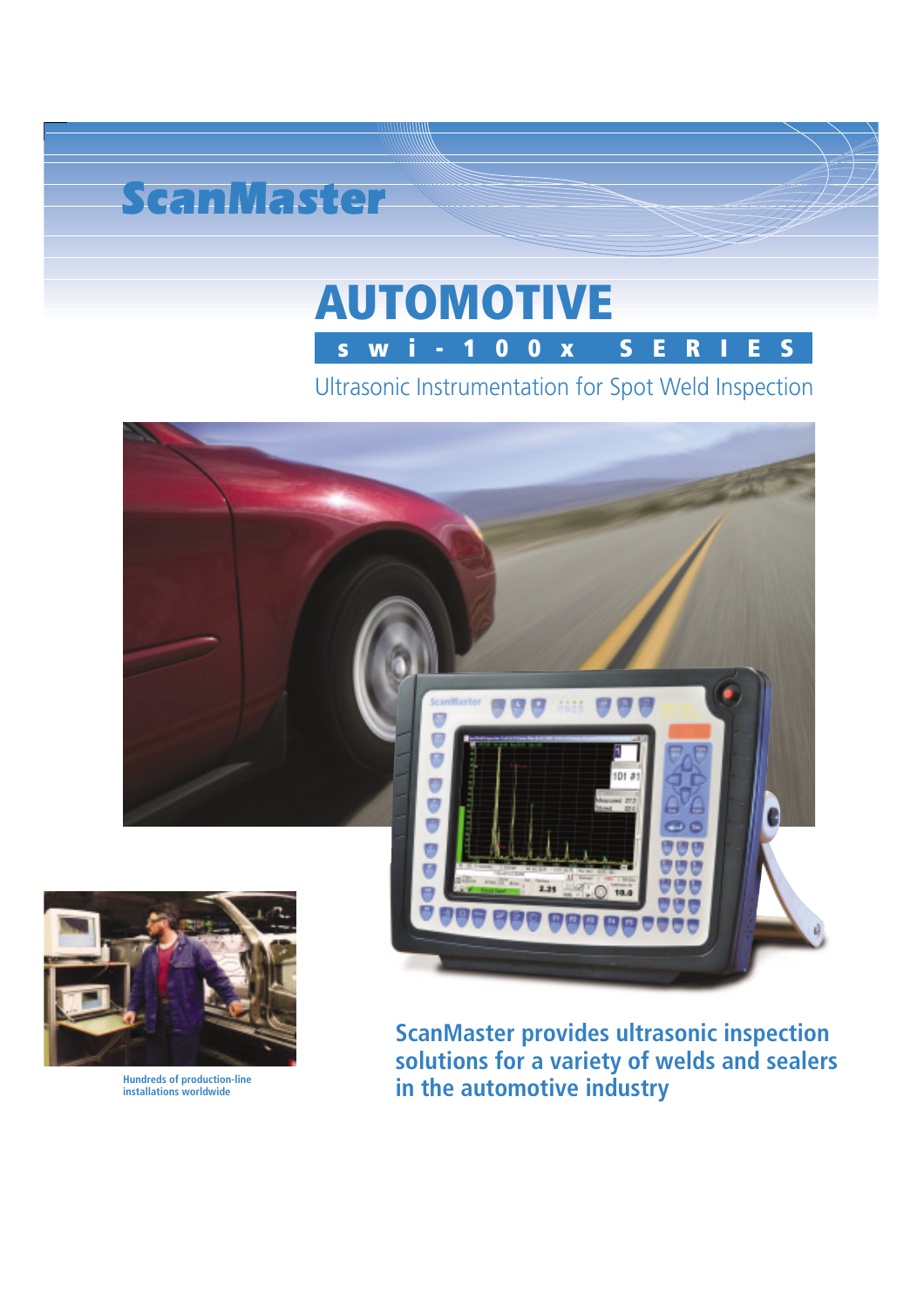# ScanMaster

# AUTOMOTIVE

## swi-100x SERIES

Ultrasonic Instrumentation for Spot Weld Inspection

Hundreds of production-line installations worldwide

**ScanMaster provides ultrasonic inspection solutions for a variety of welds and sealers in the automotive industry**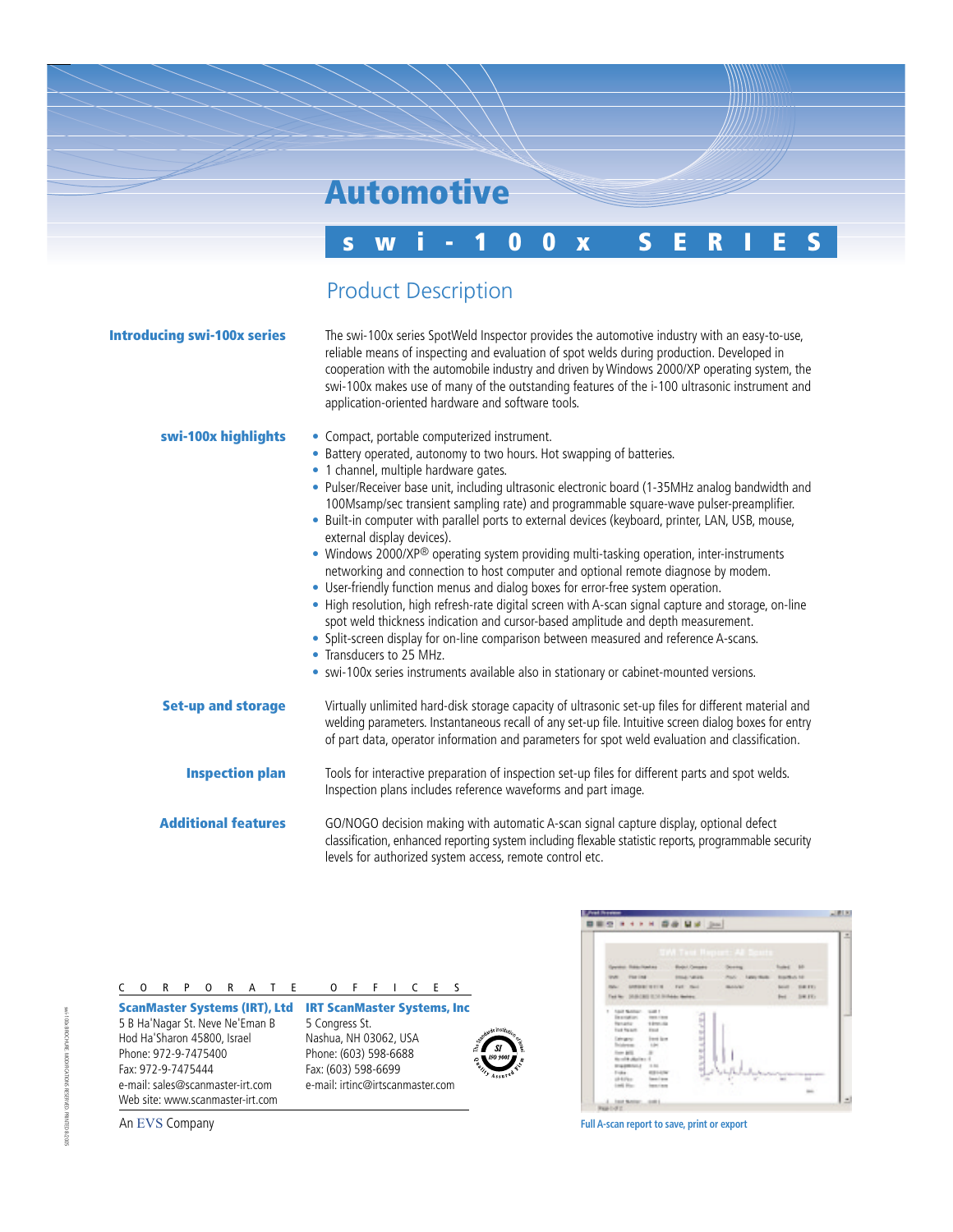# Automotive

## swi-100x SERIES

### Product Description

**Introducing swi-100x series**

The swi-100x series SpotWeld Inspector provides the automotive industry with an easy-to-use, reliable means of inspecting and evaluation of spot welds during production. Developed in cooperation with the automobile industry and driven by Windows 2000/XP operating system, the swi-100x makes use of many of the outstanding features of the i-100 ultrasonic instrument and application-oriented hardware and software tools.

**swi-100x highlights**

- Compact, portable computerized instrument.
- Battery operated, autonomy to two hours. Hot swapping of batteries.
- 1 channel, multiple hardware gates.
- Pulser/Receiver base unit, including ultrasonic electronic board (1-35MHz analog bandwidth and 100Msamp/sec transient sampling rate) and programmable square-wave pulser-preamplifier.
- Built-in computer with parallel ports to external devices (keyboard, printer, LAN, USB, mouse, external display devices).
- Windows 2000/XP® operating system providing multi-tasking operation, inter-instruments networking and connection to host computer and optional remote diagnose by modem.
- User-friendly function menus and dialog boxes for error-free system operation.
- High resolution, high refresh-rate digital screen with A-scan signal capture and storage, on-line spot weld thickness indication and cursor-based amplitude and depth measurement.
- Split-screen display for on-line comparison between measured and reference A-scans.
- Transducers to 25 MHz.
- swi-100x series instruments available also in stationary or cabinet-mounted versions.

**Set-up and storage**

Virtually unlimited hard-disk storage capacity of ultrasonic set-up files for different material and welding parameters. Instantaneous recall of any set-up file. Intuitive screen dialog boxes for entry of part data, operator information and parameters for spot weld evaluation and classification.

**Inspection plan**

Tools for interactive preparation of inspection set-up files for different parts and spot welds. Inspection plans includes reference waveforms and part image.

**Additional features**

GO/NOGO decision making with automatic A-scan signal capture display, optional defect classification, enhanced reporting system including flexable statistic reports, programmable security levels for authorized system access, remote control etc.

CORPORATE OFFICES

**ScanMaster Systems (IRT), Ltd**
5 B Ha'Nagar St. Neve Ne'Eman B
Hod Ha'Sharon 45800, Israel
Phone: 972-9-7475400
Fax: 972-9-7475444
e-mail: sales@scanmaster-irt.com
Web site: www.scanmaster-irt.com

**IRT ScanMaster Systems, Inc**
5 Congress St.
Nashua, NH 03062, USA
Phone: (603) 598-6688
Fax: (603) 598-6699
e-mail: irtinc@irtscanmaster.com

An EVS Company

Full A-scan report to save, print or export